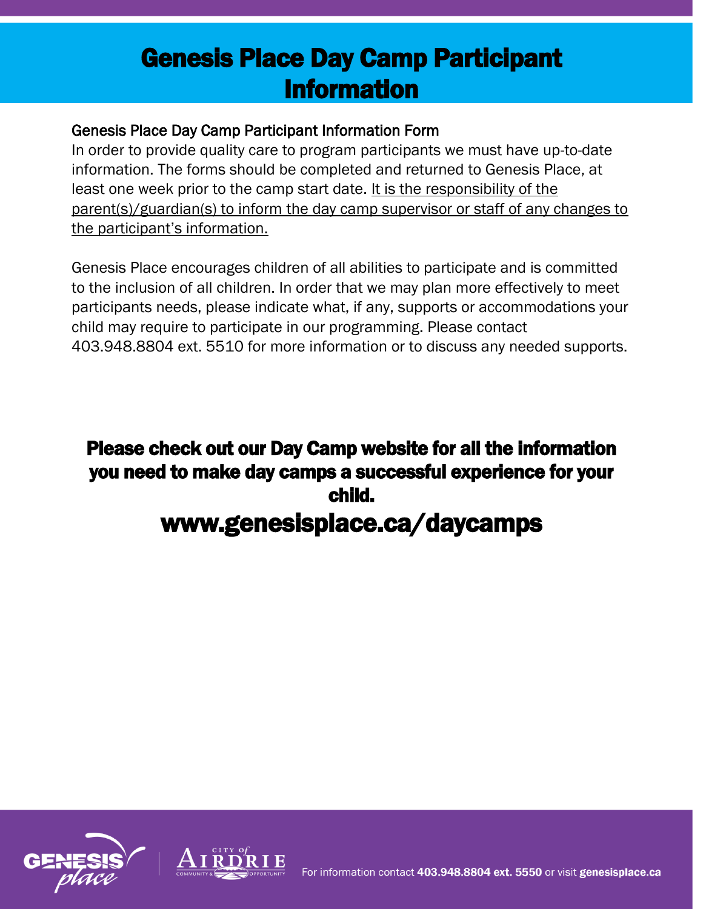# Genesis Place Day Camp Participant Information

**Genesis Place Day Camp Participant Information Form**

In order to provide quality care to program participants we must have up-to-date information. The forms should be completed and returned to Genesis Place, at least one week prior to the camp start date. It is the responsibility of the parent(s)/guardian(s) to inform the day camp supervisor or staff of any changes to the participant's information.

Genesis Place encourages children of all abilities to participate and is committed to the inclusion of all children. In order that we may plan more effectively to meet participants needs, please indicate what, if any, supports or accommodations your child may require to participate in our programming. Please contact 403.948.8804 ext. 5510 for more information or to discuss any needed supports.

**Please check out our Day Camp website for all the information you need to make day camps a successful experience for your child.**

## www.genesisplace.ca/daycamps

For information contact **403.948.8804 ext. 5550** or visit **genesisplace.ca**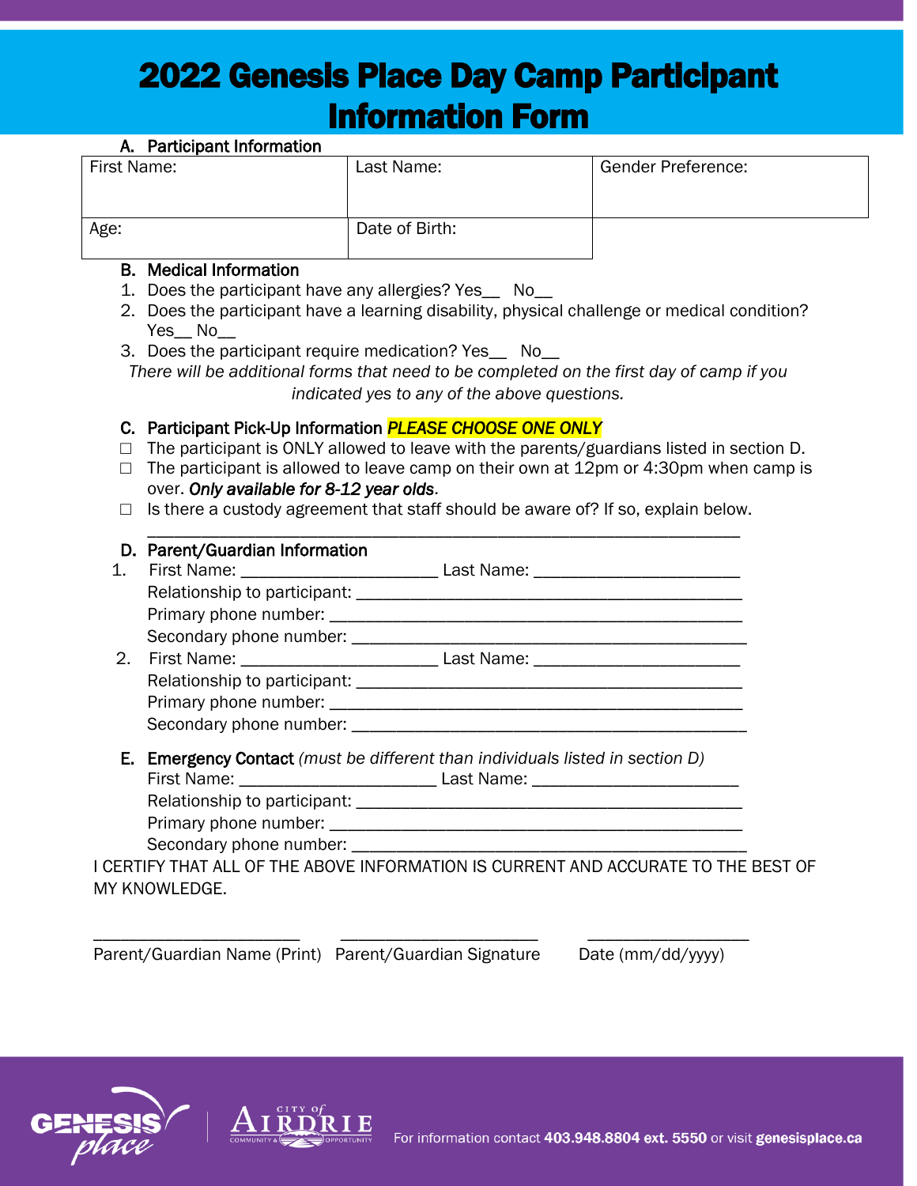# 2022 Genesis Place Day Camp Participant Information Form

**A. Participant Information**

| First Name: | Last Name: | Gender Preference: |
|---|---|---|
| Age: | Date of Birth: | |

**B. Medical Information**

1. Does the participant have any allergies? Yes__ No__
2. Does the participant have a learning disability, physical challenge or medical condition? Yes__ No__
3. Does the participant require medication? Yes__ No__

*There will be additional forms that need to be completed on the first day of camp if you indicated yes to any of the above questions.*

**C. Participant Pick-Up Information** ***PLEASE CHOOSE ONE ONLY***

- ☐ The participant is ONLY allowed to leave with the parents/guardians listed in section D.
- ☐ The participant is allowed to leave camp on their own at 12pm or 4:30pm when camp is over. ***Only available for 8-12 year olds***.
- ☐ Is there a custody agreement that staff should be aware of? If so, explain below.

_______________________________________________________________

**D. Parent/Guardian Information**

1. First Name: ______________________ Last Name: ______________________
   Relationship to participant: ____________________________________________
   Primary phone number: ________________________________________________
   Secondary phone number: ______________________________________________
2. First Name: ______________________ Last Name: ______________________
   Relationship to participant: ____________________________________________
   Primary phone number: ________________________________________________
   Secondary phone number: ______________________________________________

**E. Emergency Contact** *(must be different than individuals listed in section D)*

First Name: ______________________ Last Name: ______________________
Relationship to participant: ____________________________________________
Primary phone number: ________________________________________________
Secondary phone number: ______________________________________________

I CERTIFY THAT ALL OF THE ABOVE INFORMATION IS CURRENT AND ACCURATE TO THE BEST OF MY KNOWLEDGE.

_______________________ _______________________ ___________________

Parent/Guardian Name (Print) Parent/Guardian Signature Date (mm/dd/yyyy)

GENESIS place | CITY of AIRDRIE COMMUNITY & OPPORTUNITY

For information contact **403.948.8804 ext. 5550** or visit **genesisplace.ca**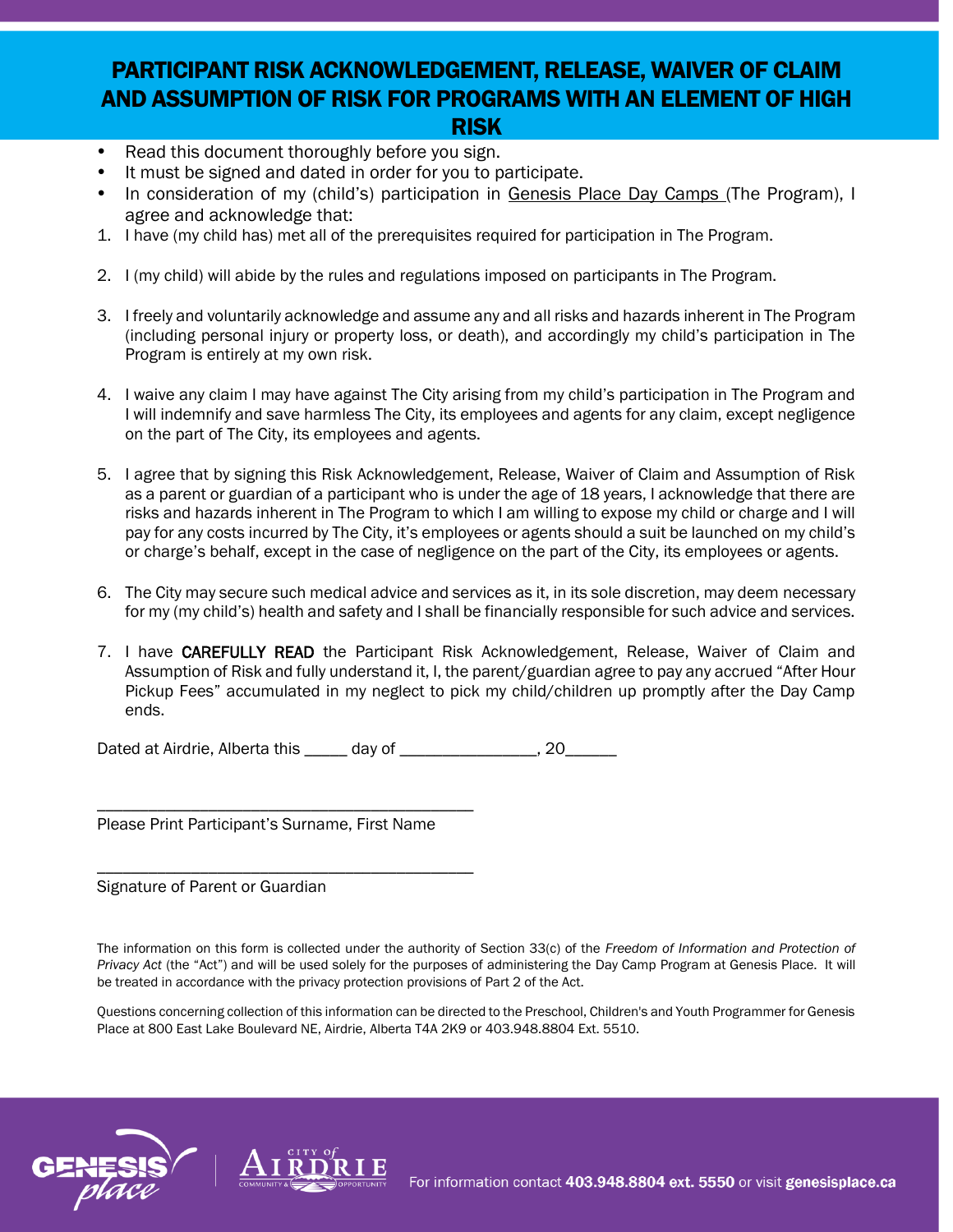# PARTICIPANT RISK ACKNOWLEDGEMENT, RELEASE, WAIVER OF CLAIM AND ASSUMPTION OF RISK FOR PROGRAMS WITH AN ELEMENT OF HIGH RISK

- Read this document thoroughly before you sign.
- It must be signed and dated in order for you to participate.
- In consideration of my (child's) participation in Genesis Place Day Camps (The Program), I agree and acknowledge that:

1. I have (my child has) met all of the prerequisites required for participation in The Program.

2. I (my child) will abide by the rules and regulations imposed on participants in The Program.

3. I freely and voluntarily acknowledge and assume any and all risks and hazards inherent in The Program (including personal injury or property loss, or death), and accordingly my child's participation in The Program is entirely at my own risk.

4. I waive any claim I may have against The City arising from my child's participation in The Program and I will indemnify and save harmless The City, its employees and agents for any claim, except negligence on the part of The City, its employees and agents.

5. I agree that by signing this Risk Acknowledgement, Release, Waiver of Claim and Assumption of Risk as a parent or guardian of a participant who is under the age of 18 years, I acknowledge that there are risks and hazards inherent in The Program to which I am willing to expose my child or charge and I will pay for any costs incurred by The City, it's employees or agents should a suit be launched on my child's or charge's behalf, except in the case of negligence on the part of the City, its employees or agents.

6. The City may secure such medical advice and services as it, in its sole discretion, may deem necessary for my (my child's) health and safety and I shall be financially responsible for such advice and services.

7. I have **CAREFULLY READ** the Participant Risk Acknowledgement, Release, Waiver of Claim and Assumption of Risk and fully understand it, I, the parent/guardian agree to pay any accrued "After Hour Pickup Fees" accumulated in my neglect to pick my child/children up promptly after the Day Camp ends.

Dated at Airdrie, Alberta this _____ day of ________________, 20______

_____________________________________________

Please Print Participant's Surname, First Name

_____________________________________________

Signature of Parent or Guardian

The information on this form is collected under the authority of Section 33(c) of the *Freedom of Information and Protection of Privacy Act* (the "Act") and will be used solely for the purposes of administering the Day Camp Program at Genesis Place. It will be treated in accordance with the privacy protection provisions of Part 2 of the Act.

Questions concerning collection of this information can be directed to the Preschool, Children's and Youth Programmer for Genesis Place at 800 East Lake Boulevard NE, Airdrie, Alberta T4A 2K9 or 403.948.8804 Ext. 5510.

GENESIS place | CITY of AIRDRIE COMMUNITY & OPPORTUNITY

For information contact **403.948.8804 ext. 5550** or visit **genesisplace.ca**